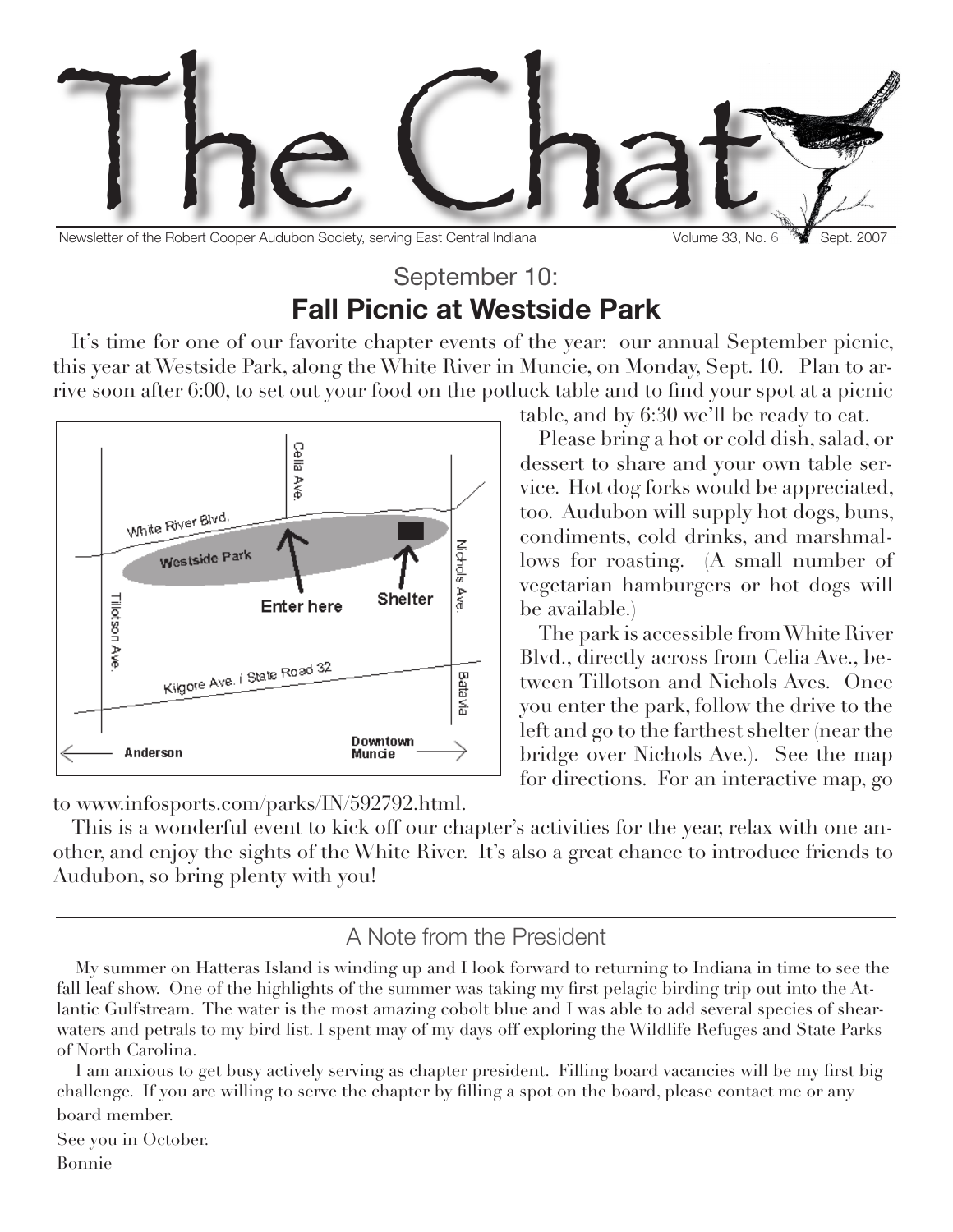# The Chat

Newsletter of the Robert Cooper Audubon Society, serving East Central Indiana — Volume 33, No. 6 — Sept. 2007

## September 10:
## **Fall Picnic at Westside Park**

It's time for one of our favorite chapter events of the year: our annual September picnic, this year at Westside Park, along the White River in Muncie, on Monday, Sept. 10. Plan to arrive soon after 6:00, to set out your food on the potluck table and to find your spot at a picnic table, and by 6:30 we'll be ready to eat.

Please bring a hot or cold dish, salad, or dessert to share and your own table service. Hot dog forks would be appreciated, too. Audubon will supply hot dogs, buns, condiments, cold drinks, and marshmallows for roasting. (A small number of vegetarian hamburgers or hot dogs will be available.)

The park is accessible from White River Blvd., directly across from Celia Ave., between Tillotson and Nichols Aves. Once you enter the park, follow the drive to the left and go to the farthest shelter (near the bridge over Nichols Ave.). See the map for directions. For an interactive map, go to www.infosports.com/parks/IN/592792.html.

This is a wonderful event to kick off our chapter's activities for the year, relax with one another, and enjoy the sights of the White River. It's also a great chance to introduce friends to Audubon, so bring plenty with you!

## A Note from the President

My summer on Hatteras Island is winding up and I look forward to returning to Indiana in time to see the fall leaf show. One of the highlights of the summer was taking my first pelagic birding trip out into the Atlantic Gulfstream. The water is the most amazing cobolt blue and I was able to add several species of shearwaters and petrals to my bird list. I spent may of my days off exploring the Wildlife Refuges and State Parks of North Carolina.

I am anxious to get busy actively serving as chapter president. Filling board vacancies will be my first big challenge. If you are willing to serve the chapter by filling a spot on the board, please contact me or any board member.

See you in October.

Bonnie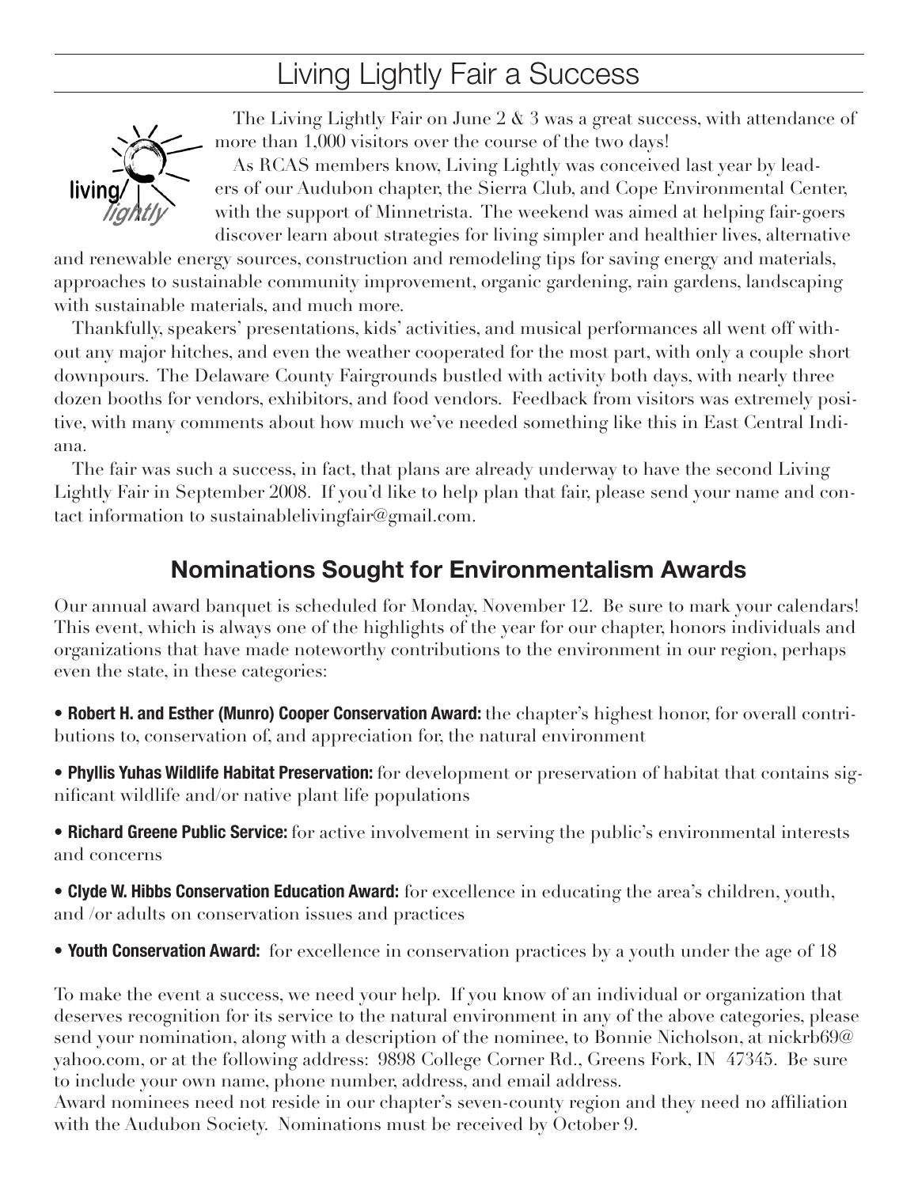## Living Lightly Fair a Success

The Living Lightly Fair on June 2 & 3 was a great success, with attendance of more than 1,000 visitors over the course of the two days!

As RCAS members know, Living Lightly was conceived last year by leaders of our Audubon chapter, the Sierra Club, and Cope Environmental Center, with the support of Minnetrista. The weekend was aimed at helping fair-goers discover learn about strategies for living simpler and healthier lives, alternative and renewable energy sources, construction and remodeling tips for saving energy and materials, approaches to sustainable community improvement, organic gardening, rain gardens, landscaping with sustainable materials, and much more.

Thankfully, speakers' presentations, kids' activities, and musical performances all went off without any major hitches, and even the weather cooperated for the most part, with only a couple short downpours. The Delaware County Fairgrounds bustled with activity both days, with nearly three dozen booths for vendors, exhibitors, and food vendors. Feedback from visitors was extremely positive, with many comments about how much we've needed something like this in East Central Indiana.

The fair was such a success, in fact, that plans are already underway to have the second Living Lightly Fair in September 2008. If you'd like to help plan that fair, please send your name and contact information to sustainablelivingfair@gmail.com.

## Nominations Sought for Environmentalism Awards

Our annual award banquet is scheduled for Monday, November 12. Be sure to mark your calendars! This event, which is always one of the highlights of the year for our chapter, honors individuals and organizations that have made noteworthy contributions to the environment in our region, perhaps even the state, in these categories:

- **Robert H. and Esther (Munro) Cooper Conservation Award:** the chapter's highest honor, for overall contributions to, conservation of, and appreciation for, the natural environment
- **Phyllis Yuhas Wildlife Habitat Preservation:** for development or preservation of habitat that contains significant wildlife and/or native plant life populations
- **Richard Greene Public Service:** for active involvement in serving the public's environmental interests and concerns
- **Clyde W. Hibbs Conservation Education Award:** for excellence in educating the area's children, youth, and /or adults on conservation issues and practices
- **Youth Conservation Award:** for excellence in conservation practices by a youth under the age of 18

To make the event a success, we need your help. If you know of an individual or organization that deserves recognition for its service to the natural environment in any of the above categories, please send your nomination, along with a description of the nominee, to Bonnie Nicholson, at nickrb69@yahoo.com, or at the following address: 9898 College Corner Rd., Greens Fork, IN 47345. Be sure to include your own name, phone number, address, and email address.

Award nominees need not reside in our chapter's seven-county region and they need no affiliation with the Audubon Society. Nominations must be received by October 9.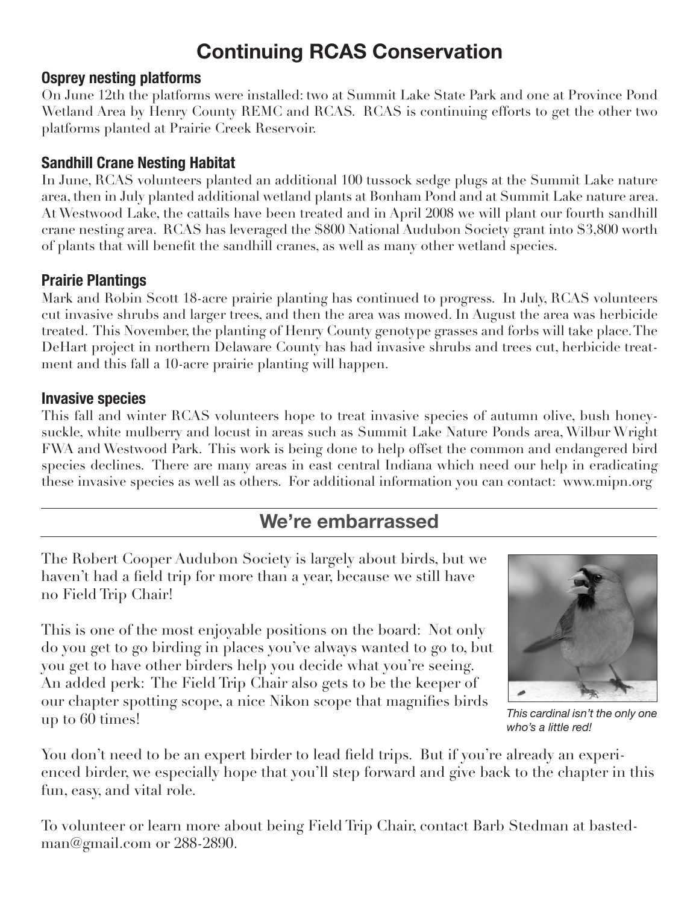# Continuing RCAS Conservation

### Osprey nesting platforms

On June 12th the platforms were installed: two at Summit Lake State Park and one at Province Pond Wetland Area by Henry County REMC and RCAS. RCAS is continuing efforts to get the other two platforms planted at Prairie Creek Reservoir.

### Sandhill Crane Nesting Habitat

In June, RCAS volunteers planted an additional 100 tussock sedge plugs at the Summit Lake nature area, then in July planted additional wetland plants at Bonham Pond and at Summit Lake nature area. At Westwood Lake, the cattails have been treated and in April 2008 we will plant our fourth sandhill crane nesting area. RCAS has leveraged the $800 National Audubon Society grant into $3,800 worth of plants that will benefit the sandhill cranes, as well as many other wetland species.

### Prairie Plantings

Mark and Robin Scott 18-acre prairie planting has continued to progress. In July, RCAS volunteers cut invasive shrubs and larger trees, and then the area was mowed. In August the area was herbicide treated. This November, the planting of Henry County genotype grasses and forbs will take place. The DeHart project in northern Delaware County has had invasive shrubs and trees cut, herbicide treatment and this fall a 10-acre prairie planting will happen.

### Invasive species

This fall and winter RCAS volunteers hope to treat invasive species of autumn olive, bush honeysuckle, white mulberry and locust in areas such as Summit Lake Nature Ponds area, Wilbur Wright FWA and Westwood Park. This work is being done to help offset the common and endangered bird species declines. There are many areas in east central Indiana which need our help in eradicating these invasive species as well as others. For additional information you can contact: www.mipn.org

# We're embarrassed

The Robert Cooper Audubon Society is largely about birds, but we haven't had a field trip for more than a year, because we still have no Field Trip Chair!

This is one of the most enjoyable positions on the board: Not only do you get to go birding in places you've always wanted to go to, but you get to have other birders help you decide what you're seeing. An added perk: The Field Trip Chair also gets to be the keeper of our chapter spotting scope, a nice Nikon scope that magnifies birds up to 60 times!

*This cardinal isn't the only one who's a little red!*

You don't need to be an expert birder to lead field trips. But if you're already an experienced birder, we especially hope that you'll step forward and give back to the chapter in this fun, easy, and vital role.

To volunteer or learn more about being Field Trip Chair, contact Barb Stedman at bastedman@gmail.com or 288-2890.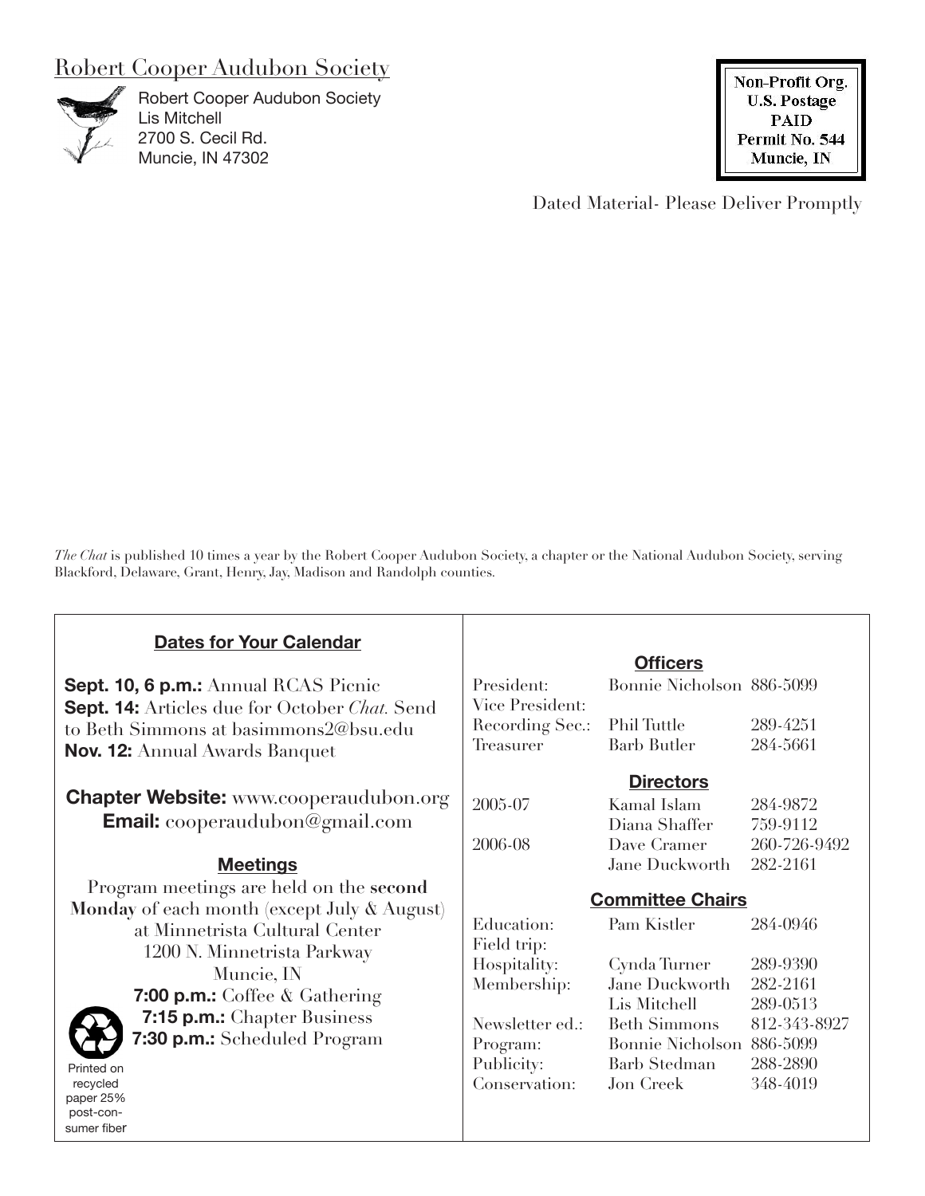Robert Cooper Audubon Society

Robert Cooper Audubon Society
Lis Mitchell
2700 S. Cecil Rd.
Muncie, IN 47302

Non-Profit Org.
U.S. Postage
PAID
Permit No. 544
Muncie, IN

Dated Material- Please Deliver Promptly

*The Chat* is published 10 times a year by the Robert Cooper Audubon Society, a chapter or the National Audubon Society, serving Blackford, Delaware, Grant, Henry, Jay, Madison and Randolph counties.

### Dates for Your Calendar

**Sept. 10, 6 p.m.:** Annual RCAS Picnic
**Sept. 14:** Articles due for October *Chat.* Send to Beth Simmons at basimmons2@bsu.edu
**Nov. 12:** Annual Awards Banquet

**Chapter Website:** www.cooperaudubon.org
**Email:** cooperaudubon@gmail.com

### Meetings

Program meetings are held on the **second Monday** of each month (except July & August) at Minnetrista Cultural Center
1200 N. Minnetrista Parkway
Muncie, IN
**7:00 p.m.:** Coffee & Gathering
**7:15 p.m.:** Chapter Business
**7:30 p.m.:** Scheduled Program

Printed on recycled paper 25% post-consumer fiber

### Officers

| | | |
|---|---|---|
| President: | Bonnie Nicholson | 886-5099 |
| Vice President: | | |
| Recording Sec.: | Phil Tuttle | 289-4251 |
| Treasurer | Barb Butler | 284-5661 |

### Directors

| | | |
|---|---|---|
| 2005-07 | Kamal Islam | 284-9872 |
| | Diana Shaffer | 759-9112 |
| 2006-08 | Dave Cramer | 260-726-9492 |
| | Jane Duckworth | 282-2161 |

### Committee Chairs

| | | |
|---|---|---|
| Education: | Pam Kistler | 284-0946 |
| Field trip: | | |
| Hospitality: | Cynda Turner | 289-9390 |
| Membership: | Jane Duckworth | 282-2161 |
| | Lis Mitchell | 289-0513 |
| Newsletter ed.: | Beth Simmons | 812-343-8927 |
| Program: | Bonnie Nicholson | 886-5099 |
| Publicity: | Barb Stedman | 288-2890 |
| Conservation: | Jon Creek | 348-4019 |